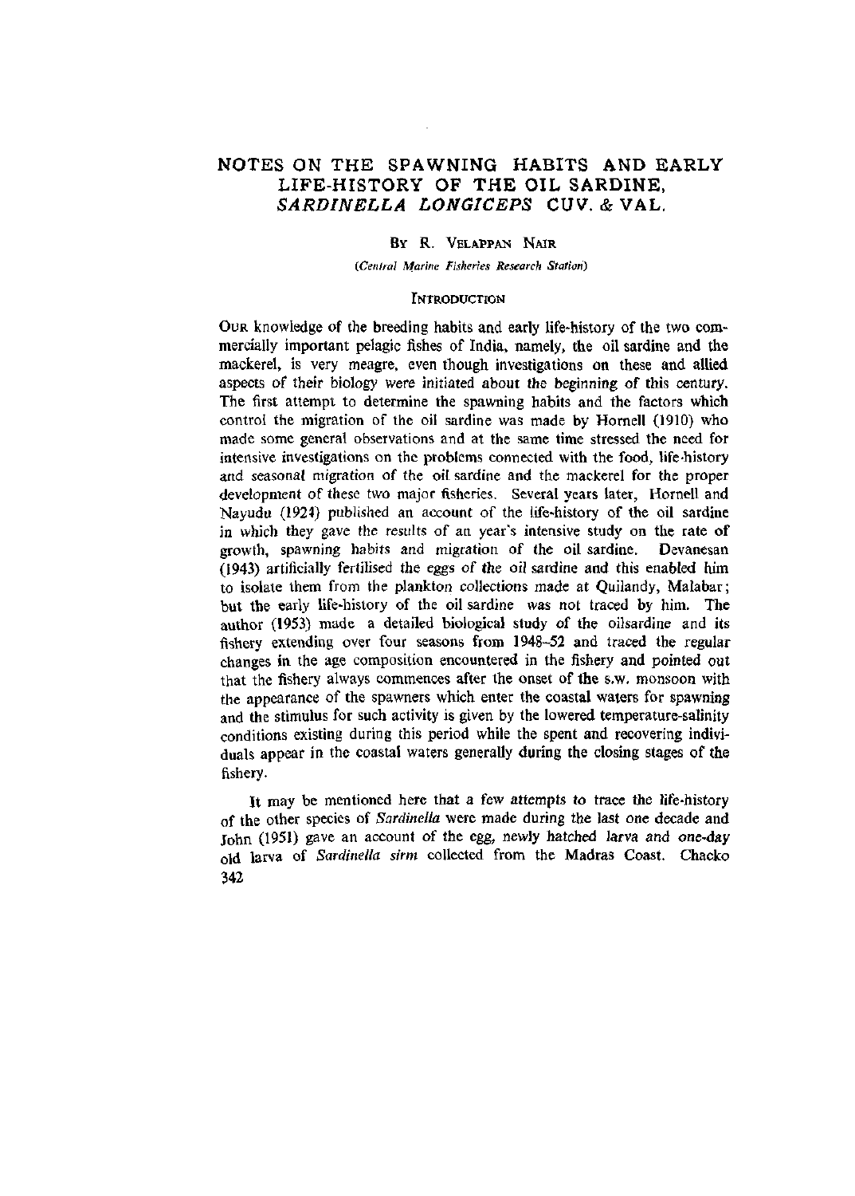# NOTES ON THE SPAWNING HABITS AND EARLY LIFE-HISTORY OF THE OIL SARDINE, *SARDINELLA LONGICEPS* CUV. & VAL.

By R. Velappan Nair

*(Central Marine Fisheries Research Station)*

## Introduction

Our knowledge of the breeding habits and early life-history of the two commercially important pelagic fishes of India, namely, the oil sardine and the mackerel, is very meagre, even though investigations on these and allied aspects of their biology were initiated about the beginning of this century. The first attempt to determine the spawning habits and the factors which control the migration of the oil sardine was made by Hornell (1910) who made some general observations and at the same time stressed the need for intensive investigations on the problems connected with the food, life-history and seasonal migration of the oil sardine and the mackerel for the proper development of these two major fisheries. Several years later, Hornell and Nayudu (1924) published an account of the life-history of the oil sardine in which they gave the results of an year's intensive study on the rate of growth, spawning habits and migration of the oil sardine. Devanesan (1943) artificially fertilised the eggs of the oil sardine and this enabled him to isolate them from the plankton collections made at Quilandy, Malabar; but the early life-history of the oil sardine was not traced by him. The author (1953) made a detailed biological study of the oilsardine and its fishery extending over four seasons from 1948–52 and traced the regular changes in the age composition encountered in the fishery and pointed out that the fishery always commences after the onset of the s.w. monsoon with the appearance of the spawners which enter the coastal waters for spawning and the stimulus for such activity is given by the lowered temperature-salinity conditions existing during this period while the spent and recovering individuals appear in the coastal waters generally during the closing stages of the fishery.

It may be mentioned here that a few attempts to trace the life-history of the other species of *Sardinella* were made during the last one decade and John (1951) gave an account of the egg, newly hatched larva and one-day old larva of *Sardinella sirm* collected from the Madras Coast. Chacko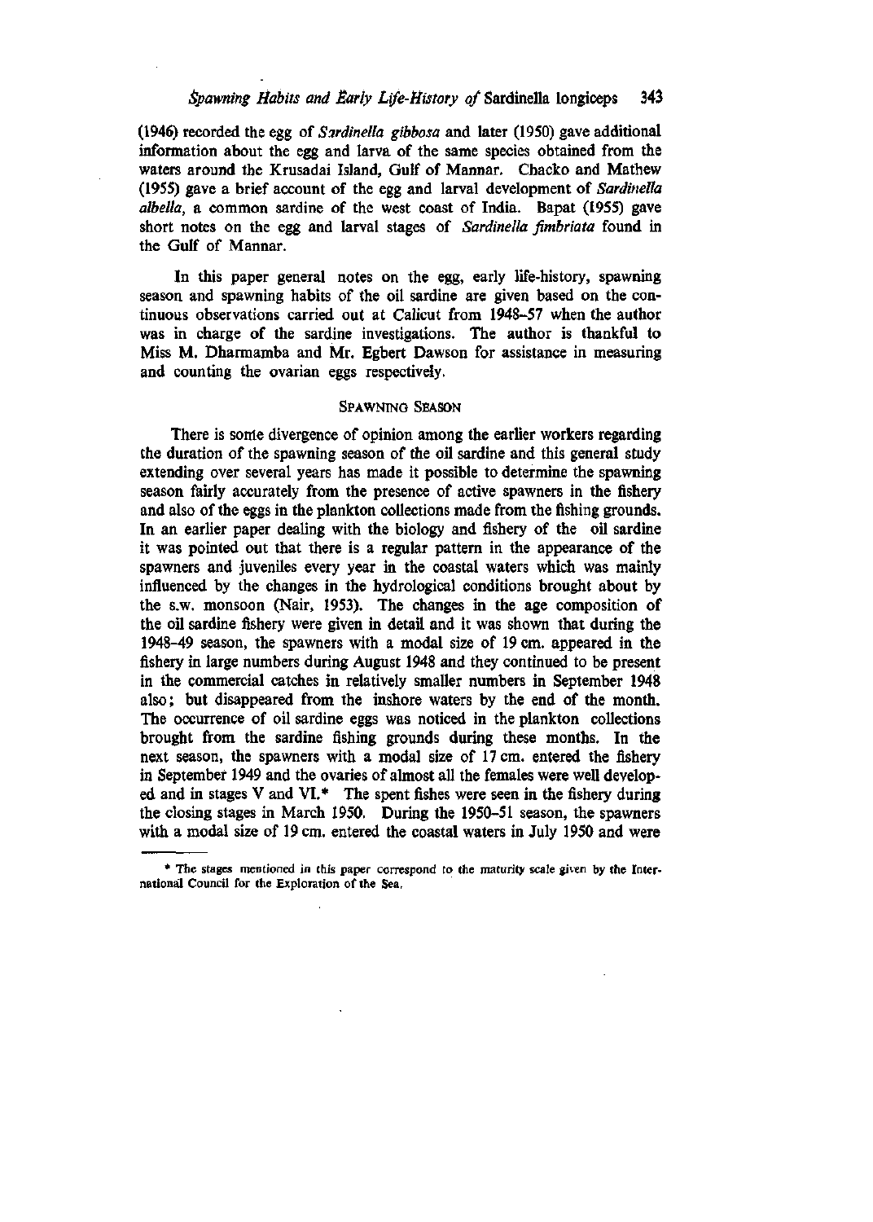(1946) recorded the egg of *Sardinella gibbosa* and later (1950) gave additional information about the egg and larva of the same species obtained from the waters around the Krusadai Island, Gulf of Mannar. Chacko and Mathew (1955) gave a brief account of the egg and larval development of *Sardinella albella*, a common sardine of the west coast of India. Bapat (1955) gave short notes on the egg and larval stages of *Sardinella fimbriata* found in the Gulf of Mannar.

In this paper general notes on the egg, early life-history, spawning season and spawning habits of the oil sardine are given based on the continuous observations carried out at Calicut from 1948–57 when the author was in charge of the sardine investigations. The author is thankful to Miss M. Dharmamba and Mr. Egbert Dawson for assistance in measuring and counting the ovarian eggs respectively.

## SPAWNING SEASON

There is some divergence of opinion among the earlier workers regarding the duration of the spawning season of the oil sardine and this general study extending over several years has made it possible to determine the spawning season fairly accurately from the presence of active spawners in the fishery and also of the eggs in the plankton collections made from the fishing grounds. In an earlier paper dealing with the biology and fishery of the oil sardine it was pointed out that there is a regular pattern in the appearance of the spawners and juveniles every year in the coastal waters which was mainly influenced by the changes in the hydrological conditions brought about by the s.w. monsoon (Nair, 1953). The changes in the age composition of the oil sardine fishery were given in detail and it was shown that during the 1948–49 season, the spawners with a modal size of 19 cm. appeared in the fishery in large numbers during August 1948 and they continued to be present in the commercial catches in relatively smaller numbers in September 1948 also; but disappeared from the inshore waters by the end of the month. The occurrence of oil sardine eggs was noticed in the plankton collections brought from the sardine fishing grounds during these months. In the next season, the spawners with a modal size of 17 cm. entered the fishery in September 1949 and the ovaries of almost all the females were well developed and in stages V and VI.* The spent fishes were seen in the fishery during the closing stages in March 1950. During the 1950–51 season, the spawners with a modal size of 19 cm. entered the coastal waters in July 1950 and were

* The stages mentioned in this paper correspond to the maturity scale given by the International Council for the Exploration of the Sea.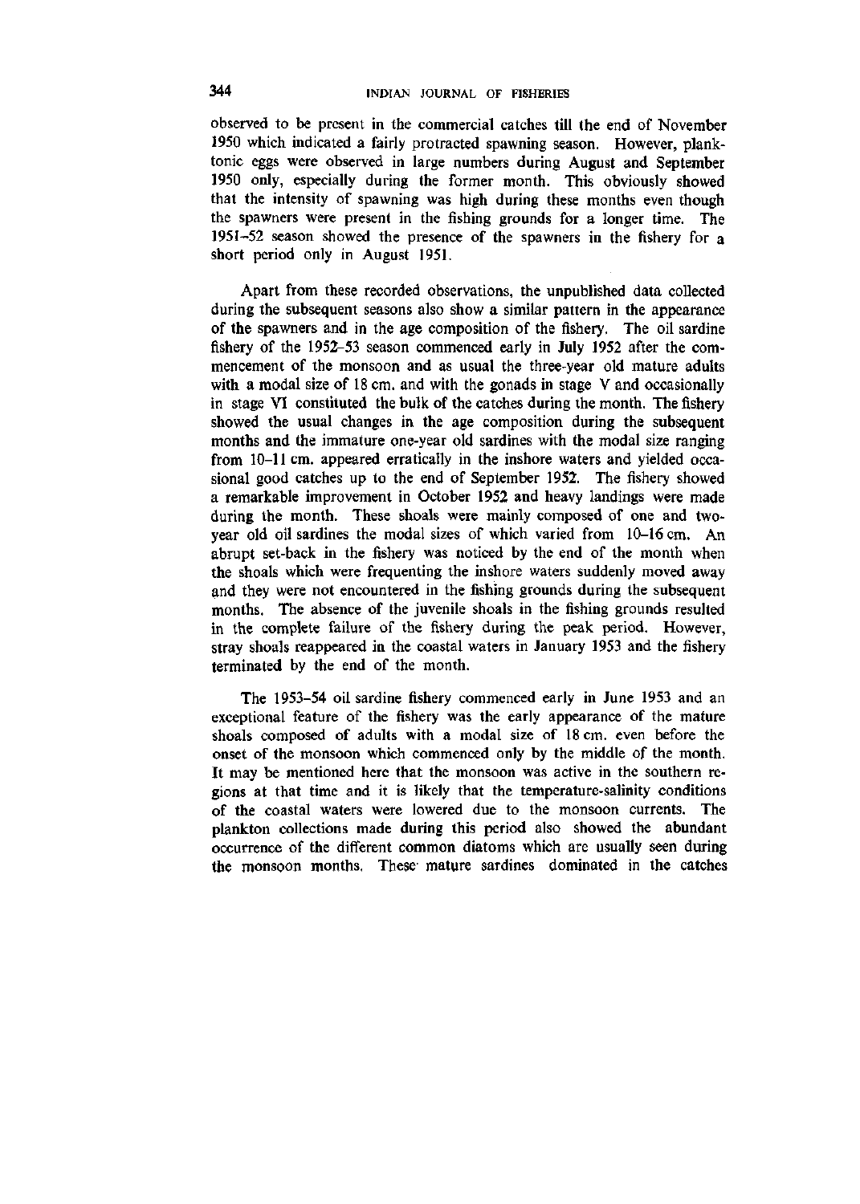observed to be present in the commercial catches till the end of November 1950 which indicated a fairly protracted spawning season. However, planktonic eggs were observed in large numbers during August and September 1950 only, especially during the former month. This obviously showed that the intensity of spawning was high during these months even though the spawners were present in the fishing grounds for a longer time. The 1951–52 season showed the presence of the spawners in the fishery for a short period only in August 1951.

Apart from these recorded observations, the unpublished data collected during the subsequent seasons also show a similar pattern in the appearance of the spawners and in the age composition of the fishery. The oil sardine fishery of the 1952–53 season commenced early in July 1952 after the commencement of the monsoon and as usual the three-year old mature adults with a modal size of 18 cm. and with the gonads in stage V and occasionally in stage VI constituted the bulk of the catches during the month. The fishery showed the usual changes in the age composition during the subsequent months and the immature one-year old sardines with the modal size ranging from 10–11 cm. appeared erratically in the inshore waters and yielded occasional good catches up to the end of September 1952. The fishery showed a remarkable improvement in October 1952 and heavy landings were made during the month. These shoals were mainly composed of one and two-year old oil sardines the modal sizes of which varied from 10–16 cm. An abrupt set-back in the fishery was noticed by the end of the month when the shoals which were frequenting the inshore waters suddenly moved away and they were not encountered in the fishing grounds during the subsequent months. The absence of the juvenile shoals in the fishing grounds resulted in the complete failure of the fishery during the peak period. However, stray shoals reappeared in the coastal waters in January 1953 and the fishery terminated by the end of the month.

The 1953–54 oil sardine fishery commenced early in June 1953 and an exceptional feature of the fishery was the early appearance of the mature shoals composed of adults with a modal size of 18 cm. even before the onset of the monsoon which commenced only by the middle of the month. It may be mentioned here that the monsoon was active in the southern regions at that time and it is likely that the temperature-salinity conditions of the coastal waters were lowered due to the monsoon currents. The plankton collections made during this period also showed the abundant occurrence of the different common diatoms which are usually seen during the monsoon months. These mature sardines dominated in the catches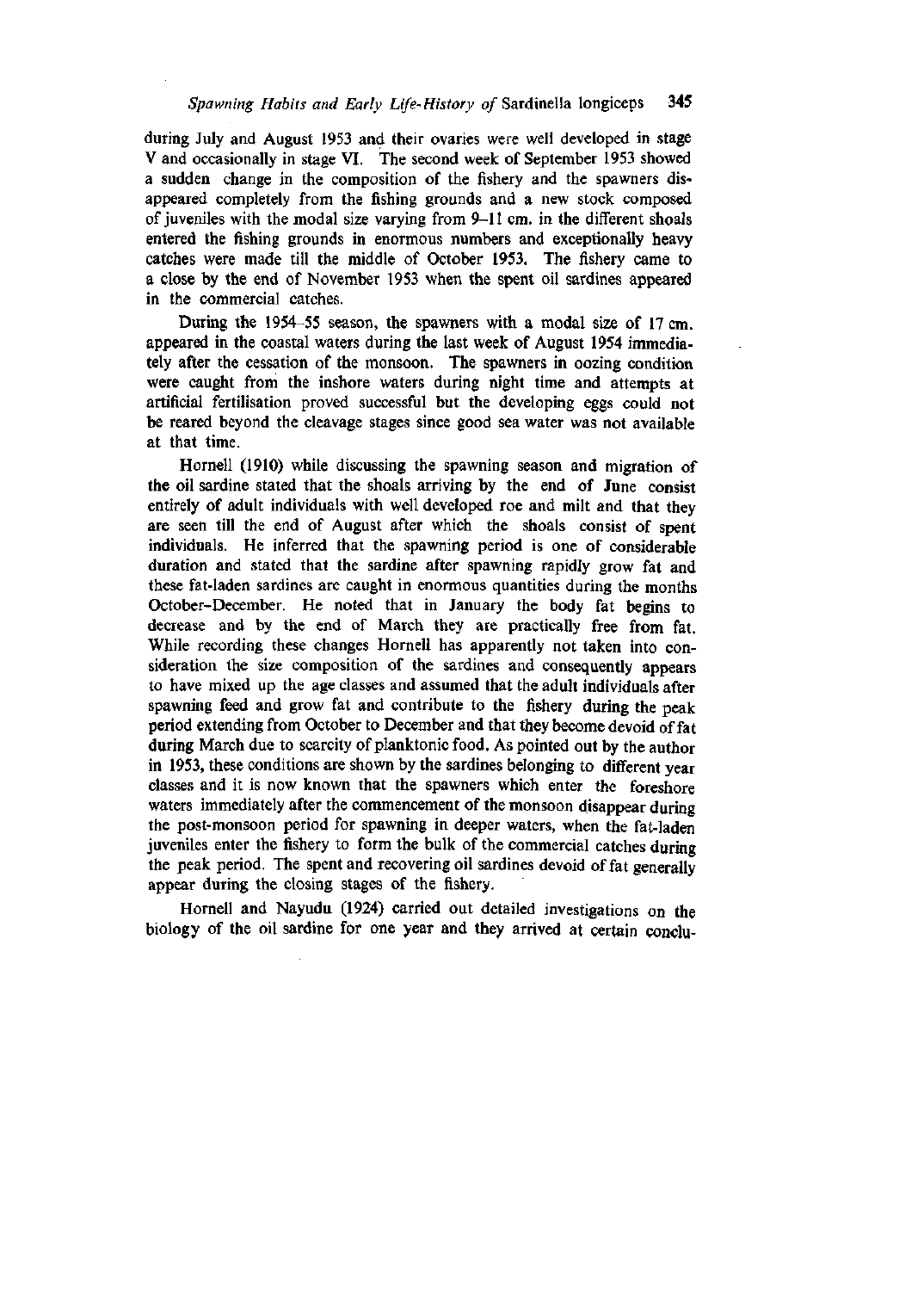during July and August 1953 and their ovaries were well developed in stage V and occasionally in stage VI. The second week of September 1953 showed a sudden change in the composition of the fishery and the spawners disappeared completely from the fishing grounds and a new stock composed of juveniles with the modal size varying from 9–11 cm. in the different shoals entered the fishing grounds in enormous numbers and exceptionally heavy catches were made till the middle of October 1953. The fishery came to a close by the end of November 1953 when the spent oil sardines appeared in the commercial catches.

During the 1954–55 season, the spawners with a modal size of 17 cm. appeared in the coastal waters during the last week of August 1954 immediately after the cessation of the monsoon. The spawners in oozing condition were caught from the inshore waters during night time and attempts at artificial fertilisation proved successful but the developing eggs could not be reared beyond the cleavage stages since good sea water was not available at that time.

Hornell (1910) while discussing the spawning season and migration of the oil sardine stated that the shoals arriving by the end of June consist entirely of adult individuals with well developed roe and milt and that they are seen till the end of August after which the shoals consist of spent individuals. He inferred that the spawning period is one of considerable duration and stated that the sardine after spawning rapidly grow fat and these fat-laden sardines are caught in enormous quantities during the months October–December. He noted that in January the body fat begins to decrease and by the end of March they are practically free from fat. While recording these changes Hornell has apparently not taken into consideration the size composition of the sardines and consequently appears to have mixed up the age classes and assumed that the adult individuals after spawning feed and grow fat and contribute to the fishery during the peak period extending from October to December and that they become devoid of fat during March due to scarcity of planktonic food. As pointed out by the author in 1953, these conditions are shown by the sardines belonging to different year classes and it is now known that the spawners which enter the foreshore waters immediately after the commencement of the monsoon disappear during the post-monsoon period for spawning in deeper waters, when the fat-laden juveniles enter the fishery to form the bulk of the commercial catches during the peak period. The spent and recovering oil sardines devoid of fat generally appear during the closing stages of the fishery.

Hornell and Nayudu (1924) carried out detailed investigations on the biology of the oil sardine for one year and they arrived at certain conclu-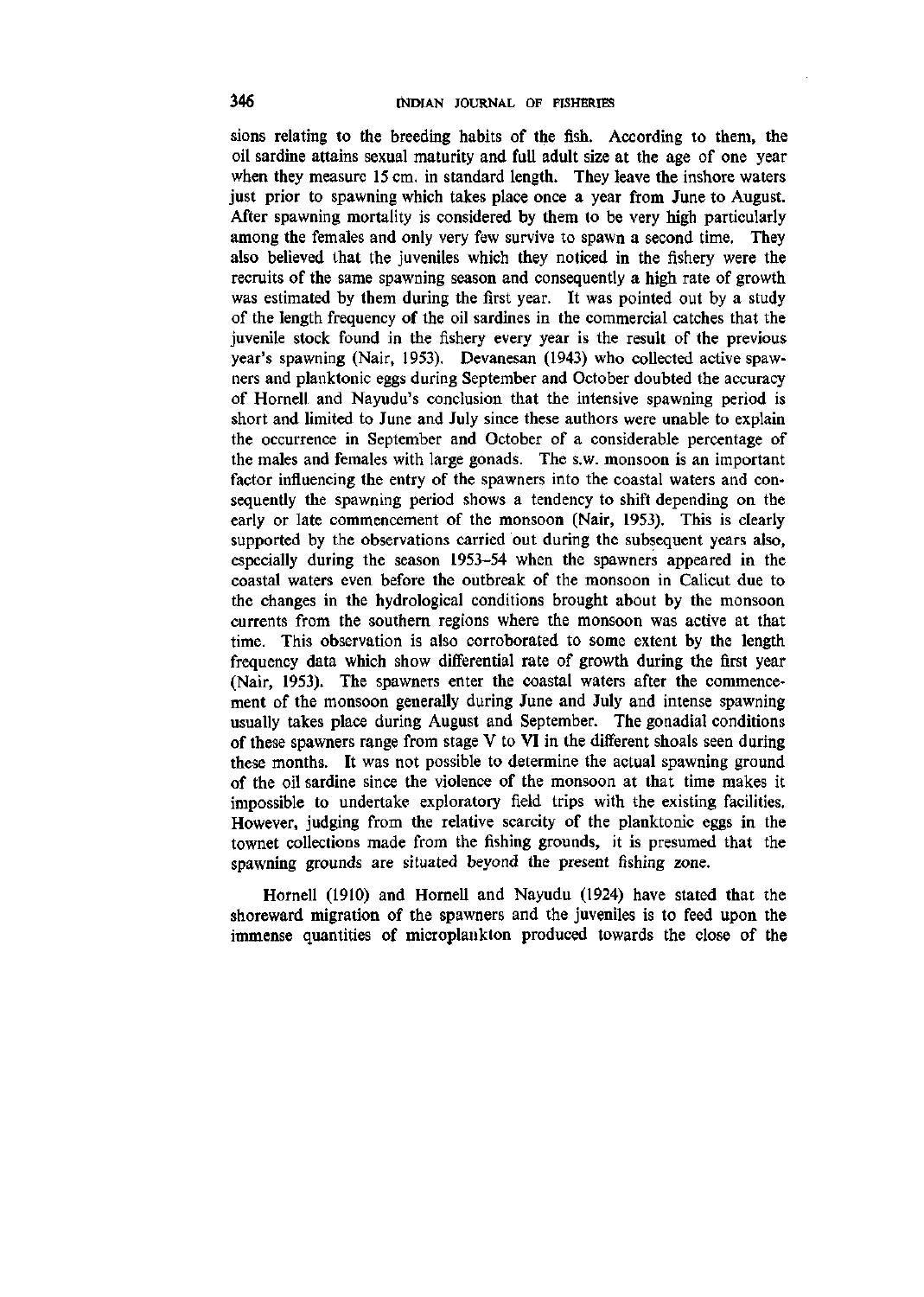sions relating to the breeding habits of the fish. According to them, the oil sardine attains sexual maturity and full adult size at the age of one year when they measure 15 cm. in standard length. They leave the inshore waters just prior to spawning which takes place once a year from June to August. After spawning mortality is considered by them to be very high particularly among the females and only very few survive to spawn a second time. They also believed that the juveniles which they noticed in the fishery were the recruits of the same spawning season and consequently a high rate of growth was estimated by them during the first year. It was pointed out by a study of the length frequency of the oil sardines in the commercial catches that the juvenile stock found in the fishery every year is the result of the previous year's spawning (Nair, 1953). Devanesan (1943) who collected active spawners and planktonic eggs during September and October doubted the accuracy of Hornell and Nayudu's conclusion that the intensive spawning period is short and limited to June and July since these authors were unable to explain the occurrence in September and October of a considerable percentage of the males and females with large gonads. The s.w. monsoon is an important factor influencing the entry of the spawners into the coastal waters and consequently the spawning period shows a tendency to shift depending on the early or late commencement of the monsoon (Nair, 1953). This is clearly supported by the observations carried out during the subsequent years also, especially during the season 1953–54 when the spawners appeared in the coastal waters even before the outbreak of the monsoon in Calicut due to the changes in the hydrological conditions brought about by the monsoon currents from the southern regions where the monsoon was active at that time. This observation is also corroborated to some extent by the length frequency data which show differential rate of growth during the first year (Nair, 1953). The spawners enter the coastal waters after the commencement of the monsoon generally during June and July and intense spawning usually takes place during August and September. The gonadial conditions of these spawners range from stage V to VI in the different shoals seen during these months. It was not possible to determine the actual spawning ground of the oil sardine since the violence of the monsoon at that time makes it impossible to undertake exploratory field trips with the existing facilities. However, judging from the relative scarcity of the planktonic eggs in the townet collections made from the fishing grounds, it is presumed that the spawning grounds are situated beyond the present fishing zone.

Hornell (1910) and Hornell and Nayudu (1924) have stated that the shoreward migration of the spawners and the juveniles is to feed upon the immense quantities of microplankton produced towards the close of the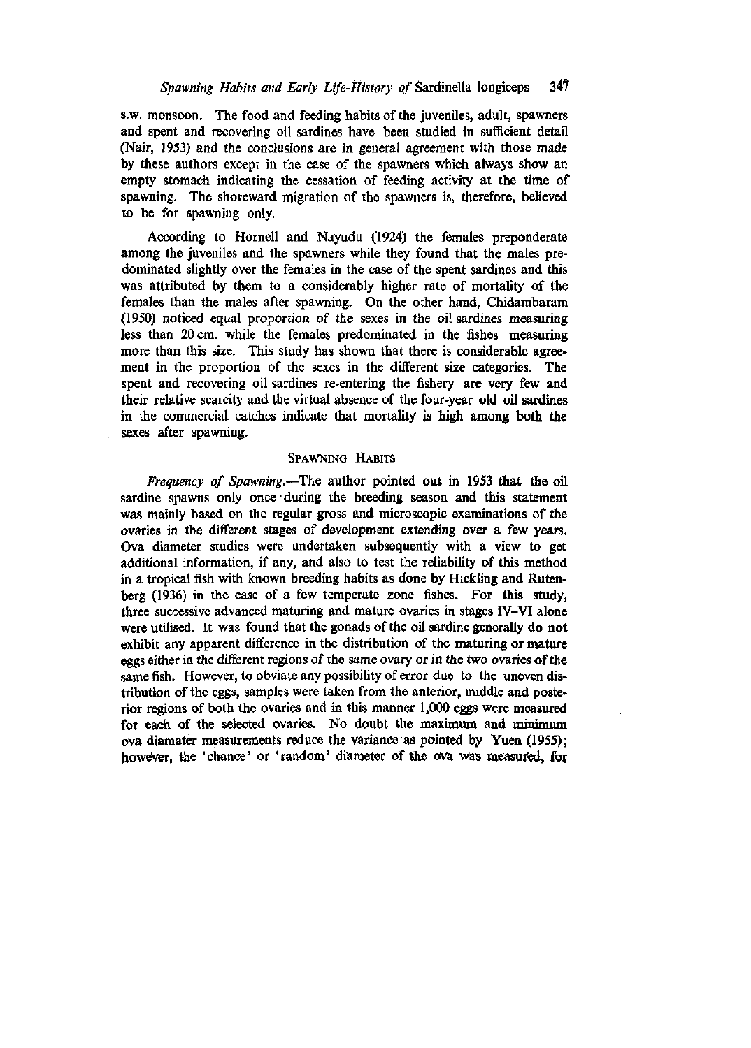s.w. monsoon. The food and feeding habits of the juveniles, adult, spawners and spent and recovering oil sardines have been studied in sufficient detail (Nair, 1953) and the conclusions are in general agreement with those made by these authors except in the case of the spawners which always show an empty stomach indicating the cessation of feeding activity at the time of spawning. The shoreward migration of the spawners is, therefore, believed to be for spawning only.

According to Hornell and Nayudu (1924) the females preponderate among the juveniles and the spawners while they found that the males predominated slightly over the females in the case of the spent sardines and this was attributed by them to a considerably higher rate of mortality of the females than the males after spawning. On the other hand, Chidambaram (1950) noticed equal proportion of the sexes in the oil sardines measuring less than 20 cm. while the females predominated in the fishes measuring more than this size. This study has shown that there is considerable agreement in the proportion of the sexes in the different size categories. The spent and recovering oil sardines re-entering the fishery are very few and their relative scarcity and the virtual absence of the four-year old oil sardines in the commercial catches indicate that mortality is high among both the sexes after spawning.

## Spawning Habits

*Frequency of Spawning.*—The author pointed out in 1953 that the oil sardine spawns only once during the breeding season and this statement was mainly based on the regular gross and microscopic examinations of the ovaries in the different stages of development extending over a few years. Ova diameter studies were undertaken subsequently with a view to get additional information, if any, and also to test the reliability of this method in a tropical fish with known breeding habits as done by Hickling and Rutenberg (1936) in the case of a few temperate zone fishes. For this study, three successive advanced maturing and mature ovaries in stages IV–VI alone were utilised. It was found that the gonads of the oil sardine generally do not exhibit any apparent difference in the distribution of the maturing or mature eggs either in the different regions of the same ovary or in the two ovaries of the same fish. However, to obviate any possibility of error due to the uneven distribution of the eggs, samples were taken from the anterior, middle and posterior regions of both the ovaries and in this manner 1,000 eggs were measured for each of the selected ovaries. No doubt the maximum and minimum ova diameter measurements reduce the variance as pointed by Yuen (1955); however, the 'chance' or 'random' diameter of the ova was measured, for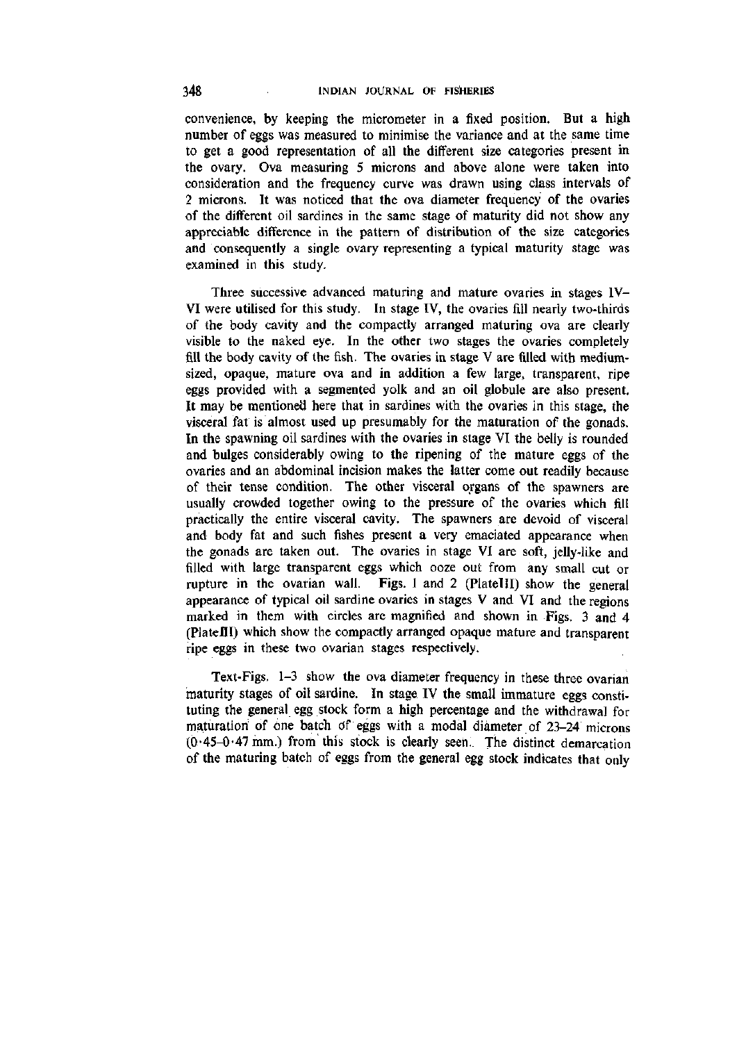convenience, by keeping the micrometer in a fixed position. But a high number of eggs was measured to minimise the variance and at the same time to get a good representation of all the different size categories present in the ovary. Ova measuring 5 microns and above alone were taken into consideration and the frequency curve was drawn using class intervals of 2 microns. It was noticed that the ova diameter frequency of the ovaries of the different oil sardines in the same stage of maturity did not show any appreciable difference in the pattern of distribution of the size categories and consequently a single ovary representing a typical maturity stage was examined in this study.

Three successive advanced maturing and mature ovaries in stages IV–VI were utilised for this study. In stage IV, the ovaries fill nearly two-thirds of the body cavity and the compactly arranged maturing ova are clearly visible to the naked eye. In the other two stages the ovaries completely fill the body cavity of the fish. The ovaries in stage V are filled with medium-sized, opaque, mature ova and in addition a few large, transparent, ripe eggs provided with a segmented yolk and an oil globule are also present. It may be mentioned here that in sardines with the ovaries in this stage, the visceral fat is almost used up presumably for the maturation of the gonads. In the spawning oil sardines with the ovaries in stage VI the belly is rounded and bulges considerably owing to the ripening of the mature eggs of the ovaries and an abdominal incision makes the latter come out readily because of their tense condition. The other visceral organs of the spawners are usually crowded together owing to the pressure of the ovaries which fill practically the entire visceral cavity. The spawners are devoid of visceral and body fat and such fishes present a very emaciated appearance when the gonads are taken out. The ovaries in stage VI are soft, jelly-like and filled with large transparent eggs which ooze out from any small cut or rupture in the ovarian wall. Figs. 1 and 2 (Plate III) show the general appearance of typical oil sardine ovaries in stages V and VI and the regions marked in them with circles are magnified and shown in Figs. 3 and 4 (Plate III) which show the compactly arranged opaque mature and transparent ripe eggs in these two ovarian stages respectively.

Text-Figs. 1–3 show the ova diameter frequency in these three ovarian maturity stages of oil sardine. In stage IV the small immature eggs constituting the general egg stock form a high percentage and the withdrawal for maturation of one batch of eggs with a modal diameter of 23–24 microns (0·45–0·47 mm.) from this stock is clearly seen. The distinct demarcation of the maturing batch of eggs from the general egg stock indicates that only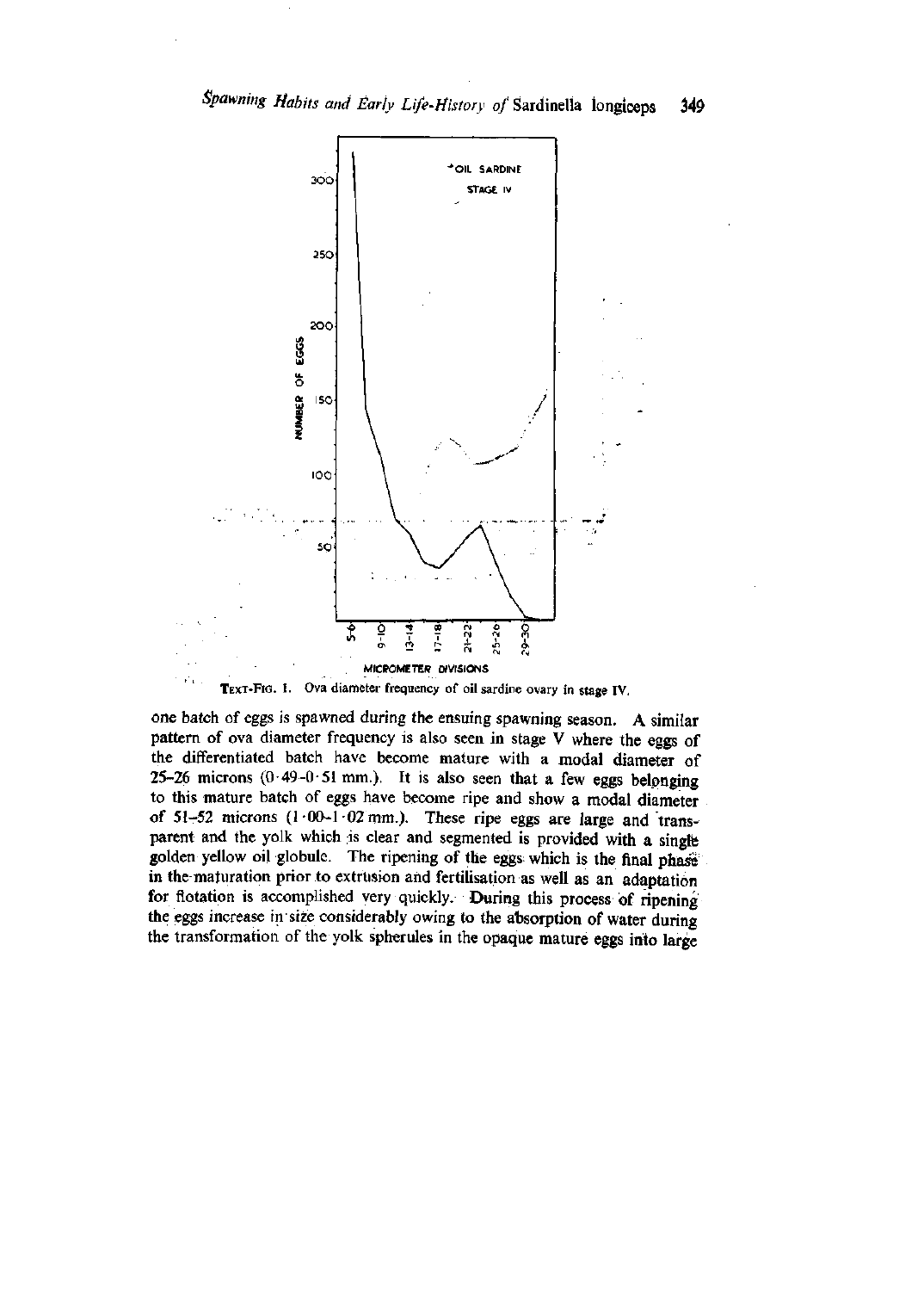TEXT-FIG. 1. Ova diameter frequency of oil sardine ovary in stage IV.

one batch of eggs is spawned during the ensuing spawning season. A similar pattern of ova diameter frequency is also seen in stage V where the eggs of the differentiated batch have become mature with a modal diameter of 25–26 microns (0·49–0·51 mm.). It is also seen that a few eggs belonging to this mature batch of eggs have become ripe and show a modal diameter of 51–52 microns (1·00–1·02 mm.). These ripe eggs are large and transparent and the yolk which is clear and segmented is provided with a single golden yellow oil globule. The ripening of the eggs which is the final phase in the maturation prior to extrusion and fertilisation as well as an adaptation for flotation is accomplished very quickly. During this process of ripening the eggs increase in size considerably owing to the absorption of water during the transformation of the yolk spherules in the opaque mature eggs into large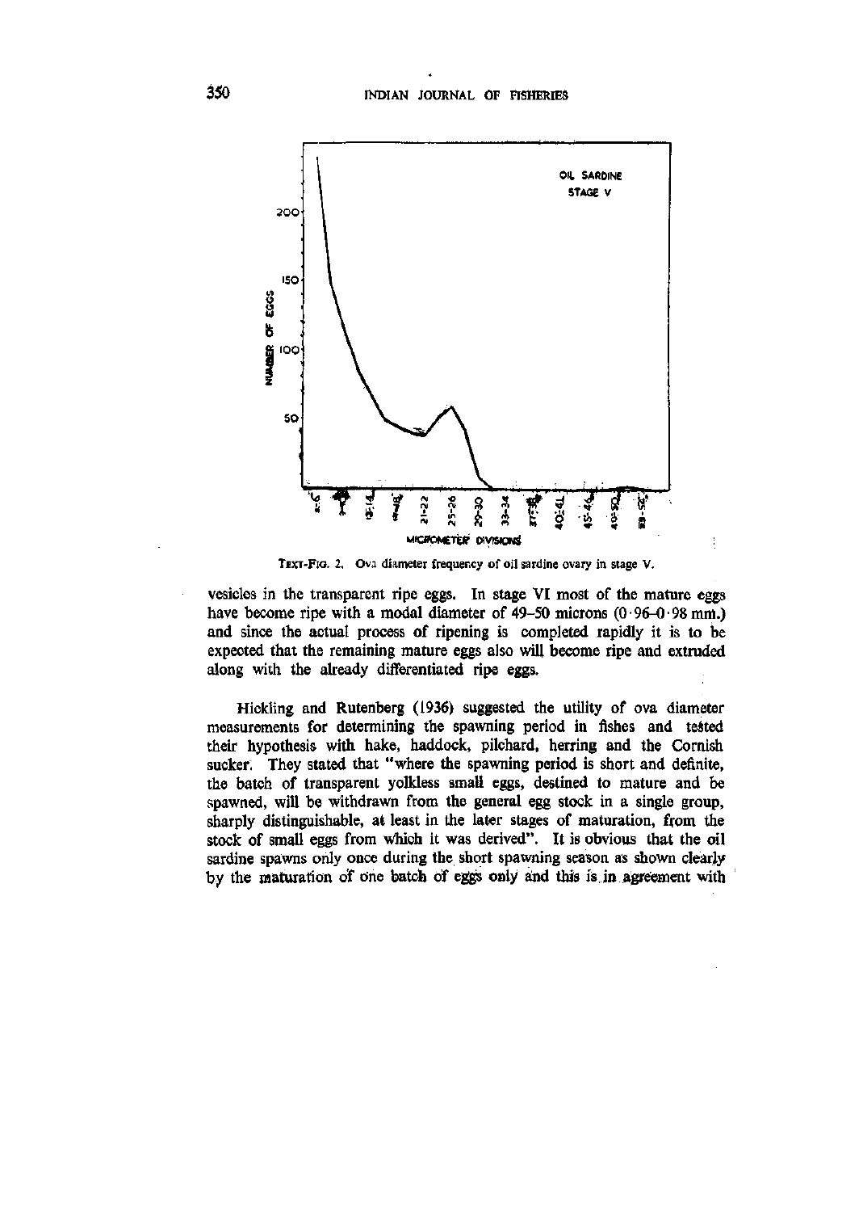TEXT-FIG. 2. Ova diameter frequency of oil sardine ovary in stage V.

vesicles in the transparent ripe eggs. In stage VI most of the mature eggs have become ripe with a modal diameter of 49–50 microns (0·96–0·98 mm.) and since the actual process of ripening is completed rapidly it is to be expected that the remaining mature eggs also will become ripe and extruded along with the already differentiated ripe eggs.

Hickling and Rutenberg (1936) suggested the utility of ova diameter measurements for determining the spawning period in fishes and tested their hypothesis with hake, haddock, pilchard, herring and the Cornish sucker. They stated that "where the spawning period is short and definite, the batch of transparent yolkless small eggs, destined to mature and be spawned, will be withdrawn from the general egg stock in a single group, sharply distinguishable, at least in the later stages of maturation, from the stock of small eggs from which it was derived". It is obvious that the oil sardine spawns only once during the short spawning season as shown clearly by the maturation of one batch of eggs only and this is in agreement with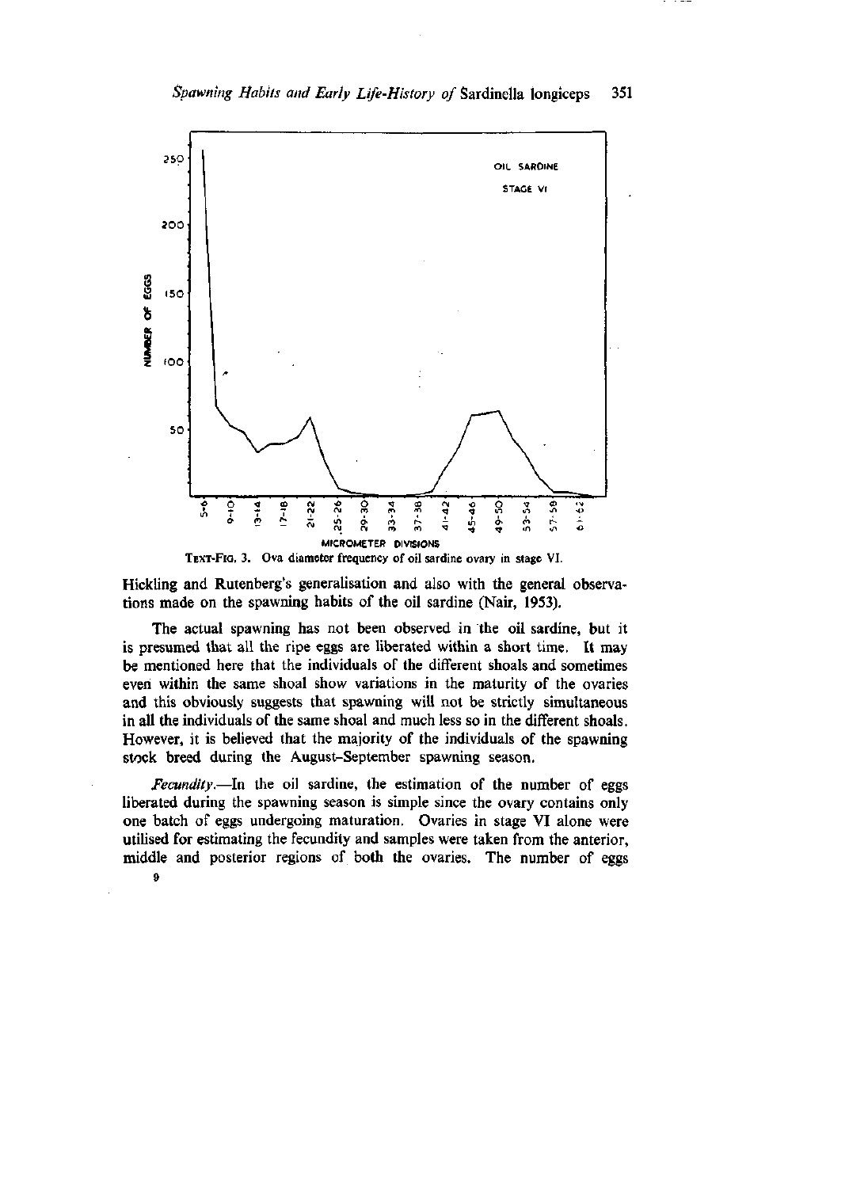TEXT-FIG. 3. Ova diameter frequency of oil sardine ovary in stage VI.

Hickling and Rutenberg's generalisation and also with the general observations made on the spawning habits of the oil sardine (Nair, 1953).

The actual spawning has not been observed in the oil sardine, but it is presumed that all the ripe eggs are liberated within a short time. It may be mentioned here that the individuals of the different shoals and sometimes even within the same shoal show variations in the maturity of the ovaries and this obviously suggests that spawning will not be strictly simultaneous in all the individuals of the same shoal and much less so in the different shoals. However, it is believed that the majority of the individuals of the spawning stock breed during the August–September spawning season.

*Fecundity*.—In the oil sardine, the estimation of the number of eggs liberated during the spawning season is simple since the ovary contains only one batch of eggs undergoing maturation. Ovaries in stage VI alone were utilised for estimating the fecundity and samples were taken from the anterior, middle and posterior regions of both the ovaries. The number of eggs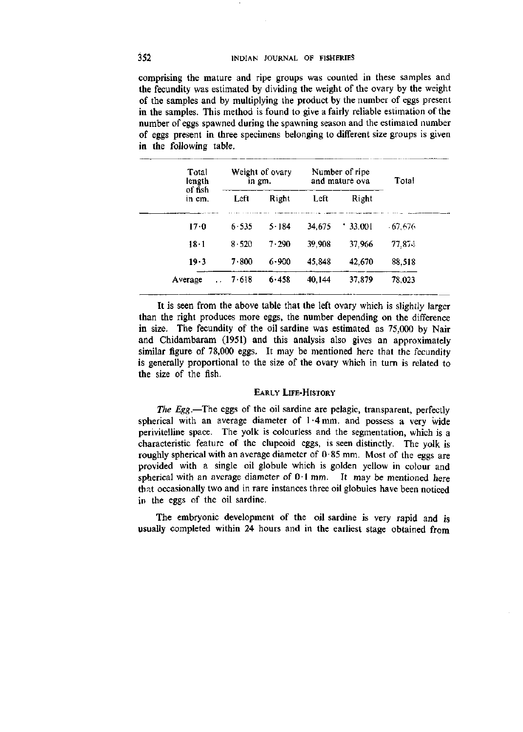comprising the mature and ripe groups was counted in these samples and the fecundity was estimated by dividing the weight of the ovary by the weight of the samples and by multiplying the product by the number of eggs present in the samples. This method is found to give a fairly reliable estimation of the number of eggs spawned during the spawning season and the estimated number of eggs present in three specimens belonging to different size groups is given in the following table.

| Total length of fish in cm. | Weight of ovary in gm. | | Number of ripe and mature ova | | Total |
|---|---|---|---|---|---|
| | Left | Right | Left | Right | |
| 17·0 | 6·535 | 5·184 | 34,675 | 33,001 | 67,676 |
| 18·1 | 8·520 | 7·290 | 39,908 | 37,966 | 77,874 |
| 19·3 | 7·800 | 6·900 | 45,848 | 42,670 | 88,518 |
| Average .. | 7·618 | 6·458 | 40,144 | 37,879 | 78,023 |

It is seen from the above table that the left ovary which is slightly larger than the right produces more eggs, the number depending on the difference in size. The fecundity of the oil sardine was estimated as 75,000 by Nair and Chidambaram (1951) and this analysis also gives an approximately similar figure of 78,000 eggs. It may be mentioned here that the fecundity is generally proportional to the size of the ovary which in turn is related to the size of the fish.

## Early Life-History

*The Egg*.—The eggs of the oil sardine are pelagic, transparent, perfectly spherical with an average diameter of 1·4 mm. and possess a very wide perivitelline space. The yolk is colourless and the segmentation, which is a characteristic feature of the clupeoid eggs, is seen distinctly. The yolk is roughly spherical with an average diameter of 0·85 mm. Most of the eggs are provided with a single oil globule which is golden yellow in colour and spherical with an average diameter of 0·1 mm. It may be mentioned here that occasionally two and in rare instances three oil globules have been noticed in the eggs of the oil sardine.

The embryonic development of the oil sardine is very rapid and is usually completed within 24 hours and in the earliest stage obtained from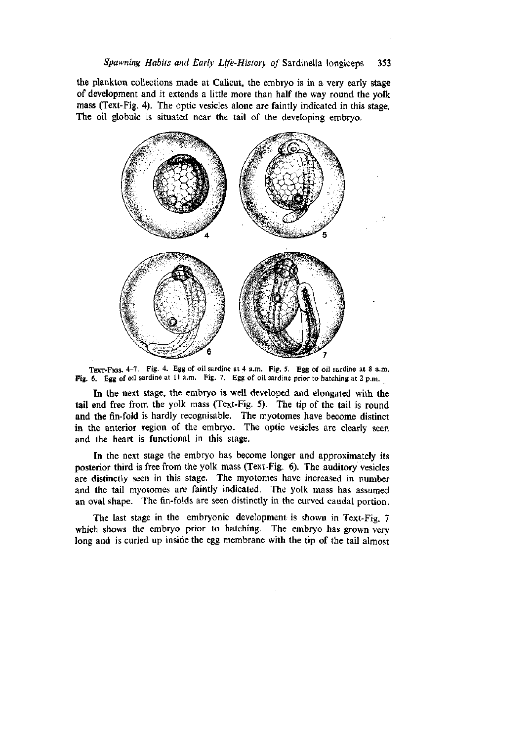the plankton collections made at Calicut, the embryo is in a very early stage of development and it extends a little more than half the way round the yolk mass (Text-Fig. 4). The optic vesicles alone are faintly indicated in this stage. The oil globule is situated near the tail of the developing embryo.

TEXT-FIGS. 4–7. Fig. 4. Egg of oil sardine at 4 a.m. Fig. 5. Egg of oil sardine at 8 a.m. Fig. 6. Egg of oil sardine at 11 a.m. Fig. 7. Egg of oil sardine prior to hatching at 2 p.m.

In the next stage, the embryo is well developed and elongated with the tail end free from the yolk mass (Text-Fig. 5). The tip of the tail is round and the fin-fold is hardly recognisable. The myotomes have become distinct in the anterior region of the embryo. The optic vesicles are clearly seen and the heart is functional in this stage.

In the next stage the embryo has become longer and approximately its posterior third is free from the yolk mass (Text-Fig. 6). The auditory vesicles are distinctly seen in this stage. The myotomes have increased in number and the tail myotomes are faintly indicated. The yolk mass has assumed an oval shape. The fin-folds are seen distinctly in the curved caudal portion.

The last stage in the embryonic development is shown in Text-Fig. 7 which shows the embryo prior to hatching. The embryo has grown very long and is curled up inside the egg membrane with the tip of the tail almost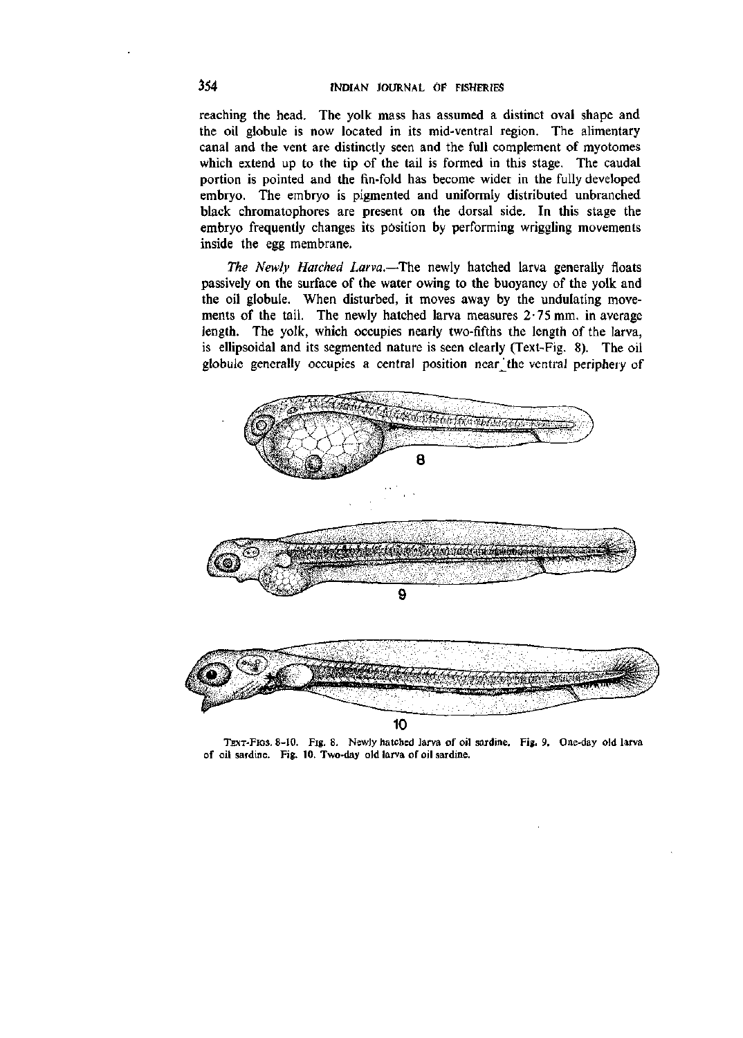reaching the head. The yolk mass has assumed a distinct oval shape and the oil globule is now located in its mid-ventral region. The alimentary canal and the vent are distinctly seen and the full complement of myotomes which extend up to the tip of the tail is formed in this stage. The caudal portion is pointed and the fin-fold has become wider in the fully developed embryo. The embryo is pigmented and uniformly distributed unbranched black chromatophores are present on the dorsal side. In this stage the embryo frequently changes its position by performing wriggling movements inside the egg membrane.

*The Newly Hatched Larva.*—The newly hatched larva generally floats passively on the surface of the water owing to the buoyancy of the yolk and the oil globule. When disturbed, it moves away by the undulating movements of the tail. The newly hatched larva measures 2·75 mm. in average length. The yolk, which occupies nearly two-fifths the length of the larva, is ellipsoidal and its segmented nature is seen clearly (Text-Fig. 8). The oil globule generally occupies a central position near the ventral periphery of

TEXT-FIGS. 8–10. Fig. 8. Newly hatched larva of oil sardine. Fig. 9. One-day old larva of oil sardine. Fig. 10. Two-day old larva of oil sardine.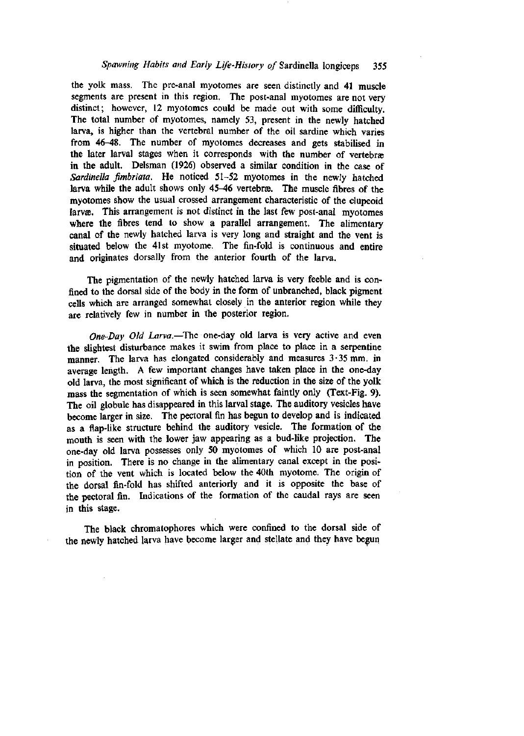the yolk mass. The pre-anal myotomes are seen distinctly and 41 muscle segments are present in this region. The post-anal myotomes are not very distinct; however, 12 myotomes could be made out with some difficulty. The total number of myotomes, namely 53, present in the newly hatched larva, is higher than the vertebral number of the oil sardine which varies from 46–48. The number of myotomes decreases and gets stabilised in the later larval stages when it corresponds with the number of vertebræ in the adult. Delsman (1926) observed a similar condition in the case of *Sardinella fimbriata*. He noticed 51–52 myotomes in the newly hatched larva while the adult shows only 45–46 vertebræ. The muscle fibres of the myotomes show the usual crossed arrangement characteristic of the clupeoid larvæ. This arrangement is not distinct in the last few post-anal myotomes where the fibres tend to show a parallel arrangement. The alimentary canal of the newly hatched larva is very long and straight and the vent is situated below the 41st myotome. The fin-fold is continuous and entire and originates dorsally from the anterior fourth of the larva.

The pigmentation of the newly hatched larva is very feeble and is confined to the dorsal side of the body in the form of unbranched, black pigment cells which are arranged somewhat closely in the anterior region while they are relatively few in number in the posterior region.

*One-Day Old Larva.*—The one-day old larva is very active and even the slightest disturbance makes it swim from place to place in a serpentine manner. The larva has elongated considerably and measures 3·35 mm. in average length. A few important changes have taken place in the one-day old larva, the most significant of which is the reduction in the size of the yolk mass the segmentation of which is seen somewhat faintly only (Text-Fig. 9). The oil globule has disappeared in this larval stage. The auditory vesicles have become larger in size. The pectoral fin has begun to develop and is indicated as a flap-like structure behind the auditory vesicle. The formation of the mouth is seen with the lower jaw appearing as a bud-like projection. The one-day old larva possesses only 50 myotomes of which 10 are post-anal in position. There is no change in the alimentary canal except in the position of the vent which is located below the 40th myotome. The origin of the dorsal fin-fold has shifted anteriorly and it is opposite the base of the pectoral fin. Indications of the formation of the caudal rays are seen in this stage.

The black chromatophores which were confined to the dorsal side of the newly hatched larva have become larger and stellate and they have begun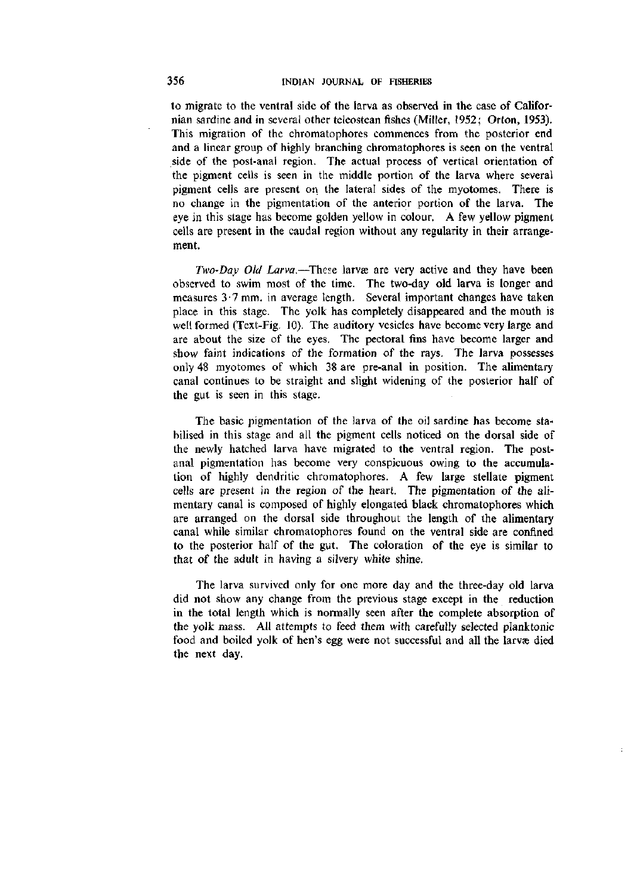to migrate to the ventral side of the larva as observed in the case of Californian sardine and in several other teleostean fishes (Miller, 1952; Orton, 1953). This migration of the chromatophores commences from the posterior end and a linear group of highly branching chromatophores is seen on the ventral side of the post-anal region. The actual process of vertical orientation of the pigment cells is seen in the middle portion of the larva where several pigment cells are present on the lateral sides of the myotomes. There is no change in the pigmentation of the anterior portion of the larva. The eye in this stage has become golden yellow in colour. A few yellow pigment cells are present in the caudal region without any regularity in their arrangement.

*Two-Day Old Larva.*—These larvæ are very active and they have been observed to swim most of the time. The two-day old larva is longer and measures 3·7 mm. in average length. Several important changes have taken place in this stage. The yolk has completely disappeared and the mouth is well formed (Text-Fig. 10). The auditory vesicles have become very large and are about the size of the eyes. The pectoral fins have become larger and show faint indications of the formation of the rays. The larva possesses only 48 myotomes of which 38 are pre-anal in position. The alimentary canal continues to be straight and slight widening of the posterior half of the gut is seen in this stage.

The basic pigmentation of the larva of the oil sardine has become stabilised in this stage and all the pigment cells noticed on the dorsal side of the newly hatched larva have migrated to the ventral region. The post-anal pigmentation has become very conspicuous owing to the accumulation of highly dendritic chromatophores. A few large stellate pigment cells are present in the region of the heart. The pigmentation of the alimentary canal is composed of highly elongated black chromatophores which are arranged on the dorsal side throughout the length of the alimentary canal while similar chromatophores found on the ventral side are confined to the posterior half of the gut. The coloration of the eye is similar to that of the adult in having a silvery white shine.

The larva survived only for one more day and the three-day old larva did not show any change from the previous stage except in the reduction in the total length which is normally seen after the complete absorption of the yolk mass. All attempts to feed them with carefully selected planktonic food and boiled yolk of hen's egg were not successful and all the larvæ died the next day.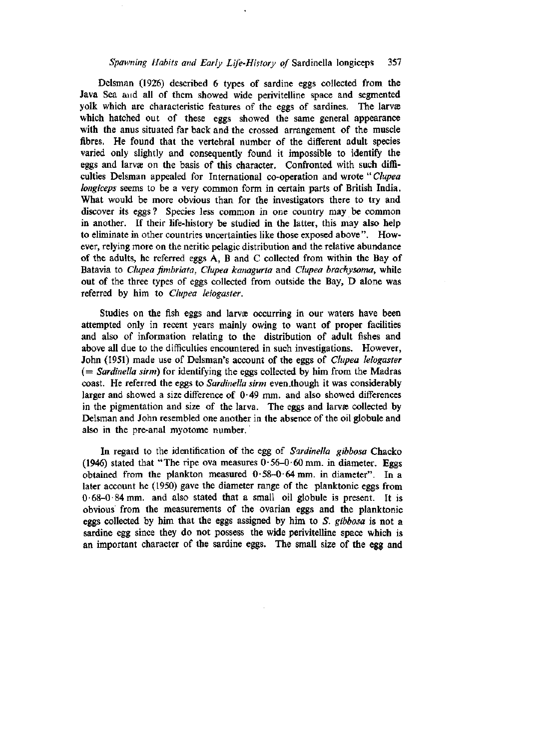Delsman (1926) described 6 types of sardine eggs collected from the Java Sea and all of them showed wide perivitelline space and segmented yolk which are characteristic features of the eggs of sardines. The larvæ which hatched out of these eggs showed the same general appearance with the anus situated far back and the crossed arrangement of the muscle fibres. He found that the vertebral number of the different adult species varied only slightly and consequently found it impossible to identify the eggs and larvæ on the basis of this character. Confronted with such difficulties Delsman appealed for International co-operation and wrote "*Clupea longiceps* seems to be a very common form in certain parts of British India. What would be more obvious than for the investigators there to try and discover its eggs? Species less common in one country may be common in another. If their life-history be studied in the latter, this may also help to eliminate in other countries uncertainties like those exposed above". However, relying more on the neritic pelagic distribution and the relative abundance of the adults, he referred eggs A, B and C collected from within the Bay of Batavia to *Clupea fimbriata*, *Clupea kanagurta* and *Clupea brachysoma*, while out of the three types of eggs collected from outside the Bay, D alone was referred by him to *Clupea leiogaster*.

Studies on the fish eggs and larvæ occurring in our waters have been attempted only in recent years mainly owing to want of proper facilities and also of information relating to the distribution of adult fishes and above all due to the difficulties encountered in such investigations. However, John (1951) made use of Delsman's account of the eggs of *Clupea leiogaster* (= *Sardinella sirm*) for identifying the eggs collected by him from the Madras coast. He referred the eggs to *Sardinella sirm* even though it was considerably larger and showed a size difference of 0·49 mm. and also showed differences in the pigmentation and size of the larva. The eggs and larvæ collected by Delsman and John resembled one another in the absence of the oil globule and also in the pre-anal myotome number.

In regard to the identification of the egg of *Sardinella gibbosa* Chacko (1946) stated that "The ripe ova measures 0·56–0·60 mm. in diameter. Eggs obtained from the plankton measured 0·58–0·64 mm. in diameter". In a later account he (1950) gave the diameter range of the planktonic eggs from 0·68–0·84 mm. and also stated that a small oil globule is present. It is obvious from the measurements of the ovarian eggs and the planktonic eggs collected by him that the eggs assigned by him to *S. gibbosa* is not a sardine egg since they do not possess the wide perivitelline space which is an important character of the sardine eggs. The small size of the egg and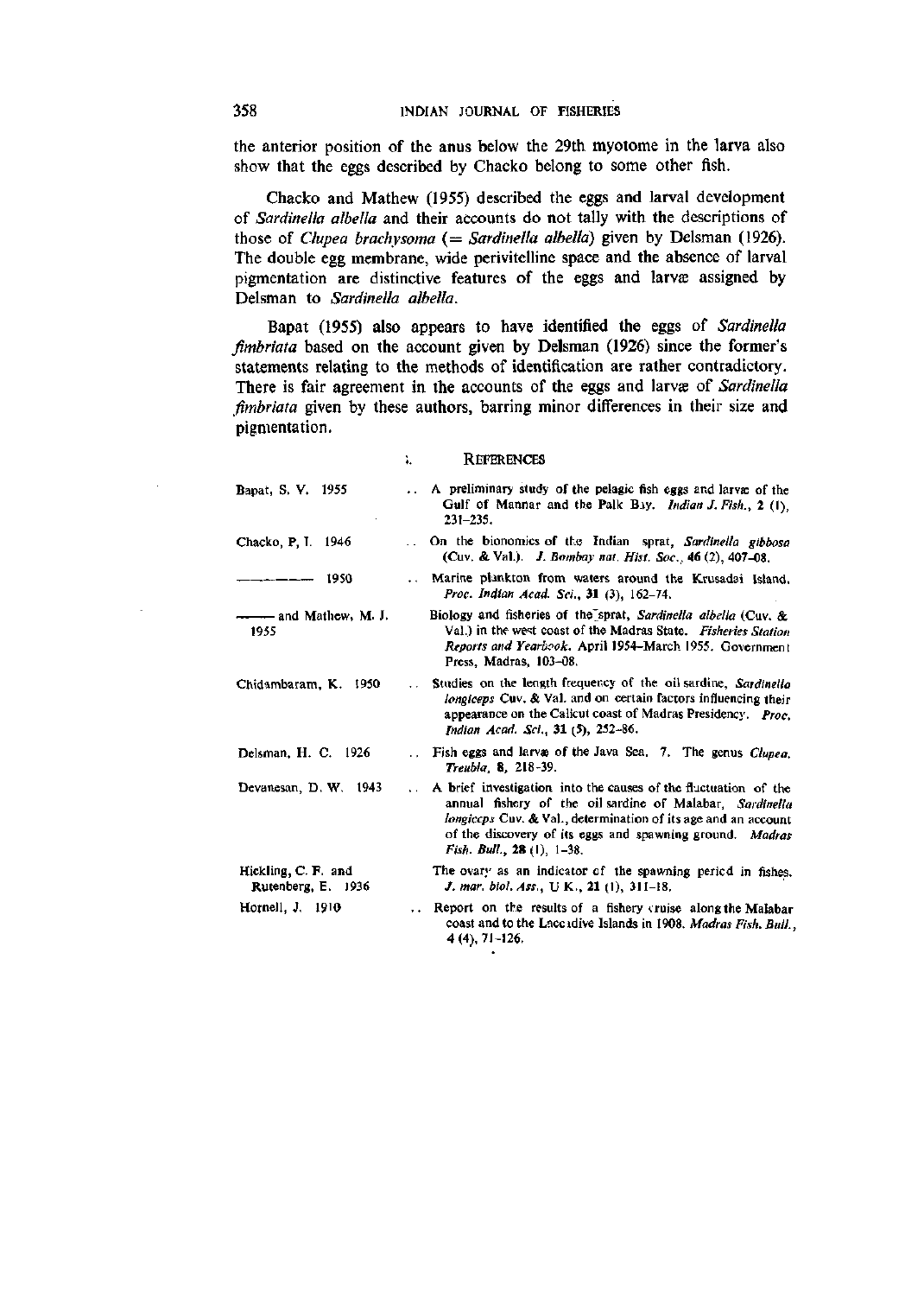the anterior position of the anus below the 29th myotome in the larva also show that the eggs described by Chacko belong to some other fish.

Chacko and Mathew (1955) described the eggs and larval development of *Sardinella albella* and their accounts do not tally with the descriptions of those of *Clupea brachysoma* (= *Sardinella albella*) given by Delsman (1926). The double egg membrane, wide perivitelline space and the absence of larval pigmentation are distinctive features of the eggs and larvæ assigned by Delsman to *Sardinella albella*.

Bapat (1955) also appears to have identified the eggs of *Sardinella fimbriata* based on the account given by Delsman (1926) since the former's statements relating to the methods of identification are rather contradictory. There is fair agreement in the accounts of the eggs and larvæ of *Sardinella fimbriata* given by these authors, barring minor differences in their size and pigmentation.

## REFERENCES

Bapat, S. V. 1955 .. A preliminary study of the pelagic fish eggs and larvæ of the Gulf of Mannar and the Palk Bay. *Indian J. Fish.*, **2** (1), 231–235.

Chacko, P. I. 1946 .. On the bionomics of the Indian sprat, *Sardinella gibbosa* (Cuv. & Val.). *J. Bombay nat. Hist. Soc.*, **46** (2), 407–08.

——— 1950 .. Marine plankton from waters around the Krusadai Island. *Proc. Indian Acad. Sci.*, **31** (3), 162–74.

——— and Mathew, M. J. 1955 Biology and fisheries of the sprat, *Sardinella albella* (Cuv. & Val.) in the west coast of the Madras State. *Fisheries Station Reports and Yearbook.* April 1954–March 1955. Government Press, Madras, 103–08.

Chidambaram, K. 1950 .. Studies on the length frequency of the oil sardine, *Sardinella longiceps* Cuv. & Val. and on certain factors influencing their appearance on the Calicut coast of Madras Presidency. *Proc. Indian Acad. Sci.*, **31** (5), 252–86.

Delsman, H. C. 1926 .. Fish eggs and larvæ of the Java Sea. 7. The genus *Clupea*. *Treubia*, **8**, 218–39.

Devanesan, D. W. 1943 .. A brief investigation into the causes of the fluctuation of the annual fishery of the oil sardine of Malabar, *Sardinella longiceps* Cuv. & Val., determination of its age and an account of the discovery of its eggs and spawning ground. *Madras Fish. Bull.*, **28** (1), 1–38.

Hickling, C. F. and Rutenberg, E. 1936 The ovary as an indicator of the spawning period in fishes. *J. mar. biol. Ass.*, U K., **21** (1), 311–18.

Hornell, J. 1910 .. Report on the results of a fishery cruise along the Malabar coast and to the Laccadive Islands in 1908. *Madras Fish. Bull.*, 4 (4), 71–126.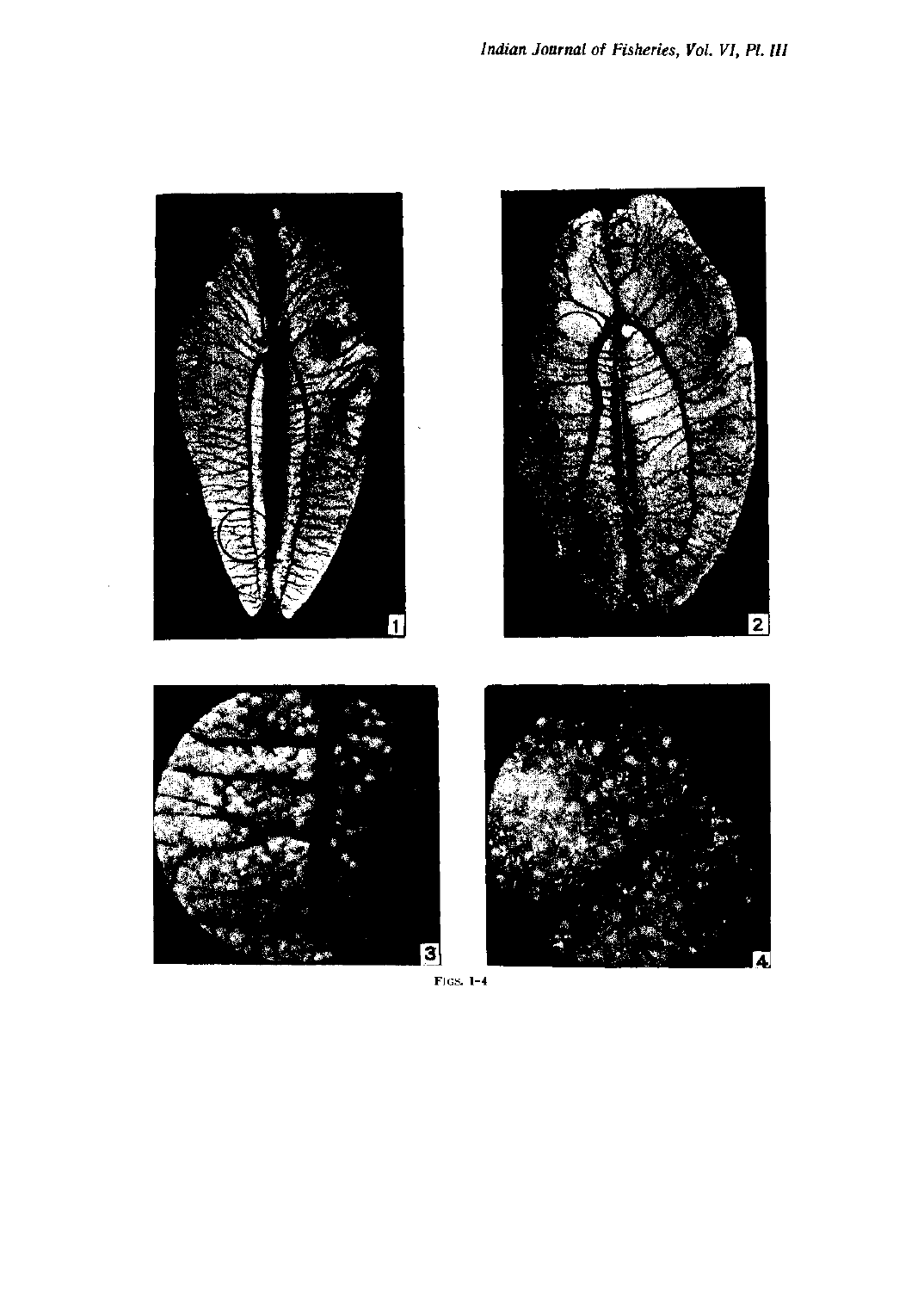FIGS. 1-4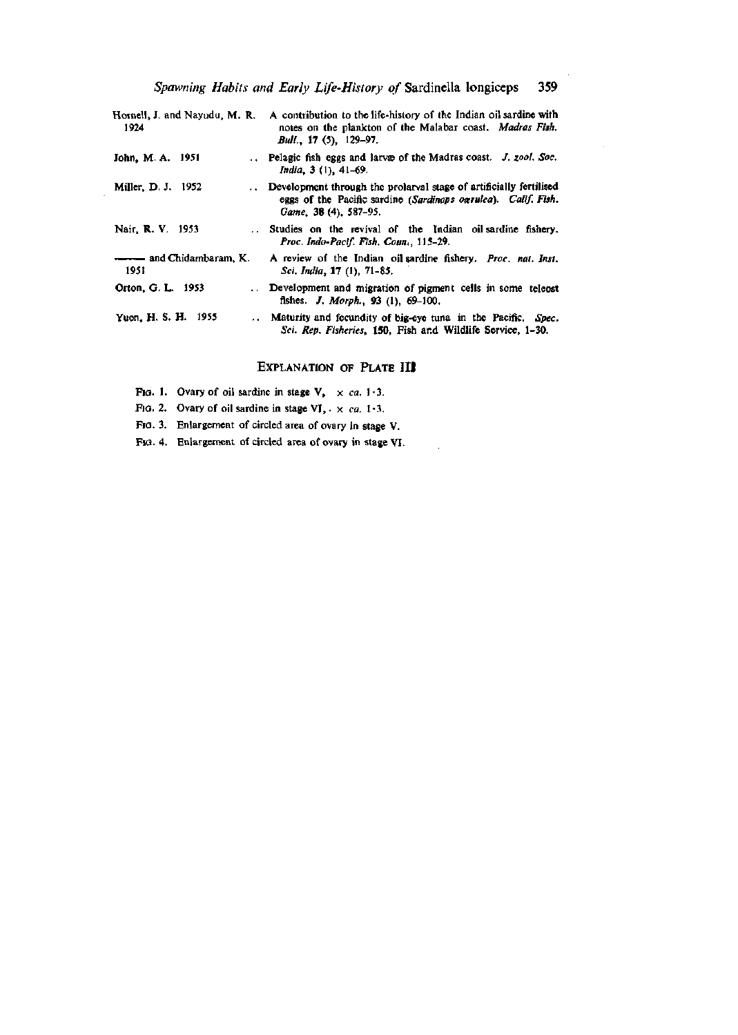Hornell, J. and Nayudu, M. R. 1924 .. A contribution to the life-history of the Indian oil sardine with notes on the plankton of the Malabar coast. *Madras Fish. Bull.*, **17** (5), 129–97.

John, M. A. 1951 .. Pelagic fish eggs and larvæ of the Madras coast. *J. zool. Soc. India*, **3** (1), 41–69.

Miller, D. J. 1952 .. Development through the prolarval stage of artificially fertilised eggs of the Pacific sardine (*Sardinops cærulea*). *Calif. Fish. Game*, **38** (4), 587–95.

Nair, R. V. 1953 .. Studies on the revival of the Indian oil sardine fishery. *Proc. Indo-Pacif. Fish. Coun.*, 115–29.

——— and Chidambaram, K. 1951 .. A review of the Indian oil sardine fishery. *Proc. nat. Inst. Sci. India*, **17** (1), 71–85.

Orton, G. L. 1953 .. Development and migration of pigment cells in some teleost fishes. *J. Morph.*, **93** (1), 69–100.

Yuen, H. S. H. 1955 .. Maturity and fecundity of big-eye tuna in the Pacific. *Spec. Sci. Rep. Fisheries*, **150**, Fish and Wildlife Service, 1–30.

## Explanation of Plate III

Fig. 1. Ovary of oil sardine in stage V, × *ca.* 1·3.

Fig. 2. Ovary of oil sardine in stage VI, × *ca.* 1·3.

Fig. 3. Enlargement of circled area of ovary in stage V.

Fig. 4. Enlargement of circled area of ovary in stage VI.